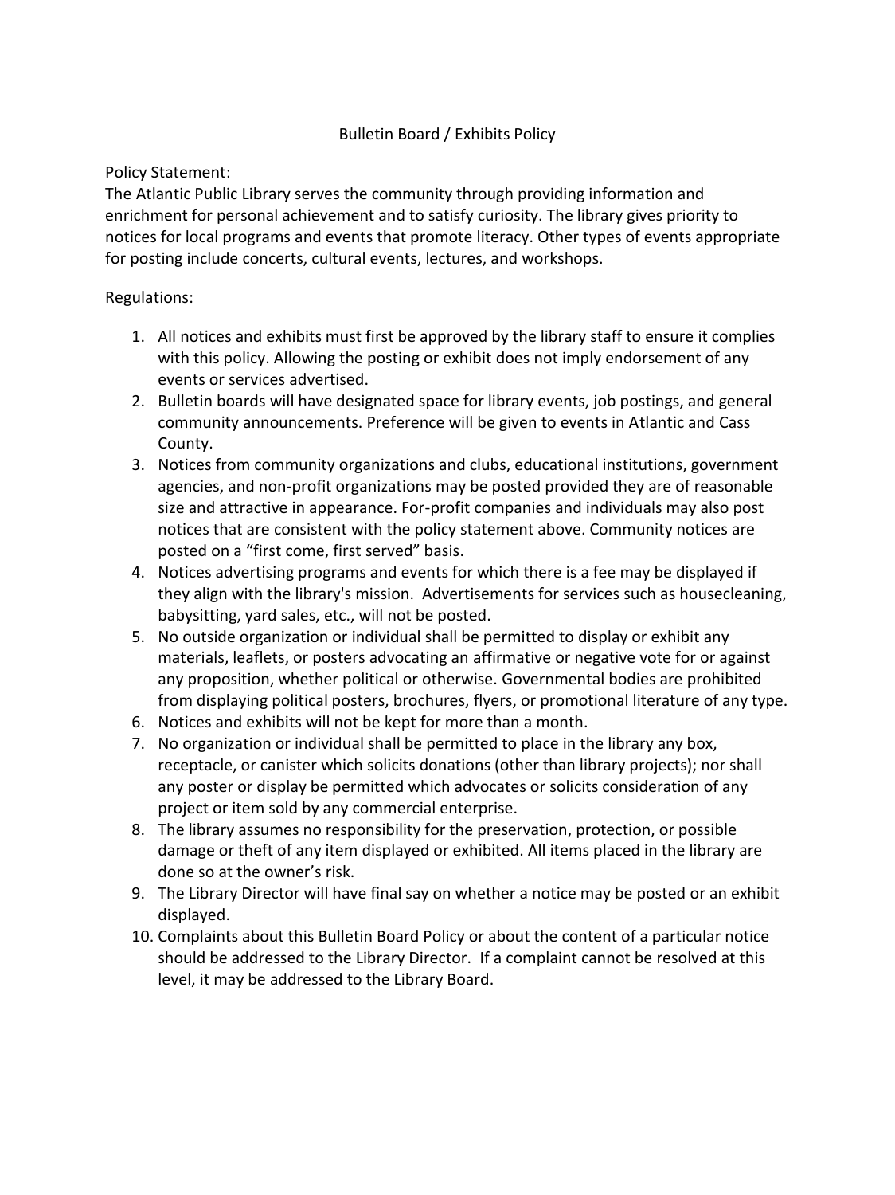# Bulletin Board / Exhibits Policy

Policy Statement:

The Atlantic Public Library serves the community through providing information and enrichment for personal achievement and to satisfy curiosity. The library gives priority to notices for local programs and events that promote literacy. Other types of events appropriate for posting include concerts, cultural events, lectures, and workshops.

Regulations:

1. All notices and exhibits must first be approved by the library staff to ensure it complies with this policy. Allowing the posting or exhibit does not imply endorsement of any events or services advertised.
2. Bulletin boards will have designated space for library events, job postings, and general community announcements. Preference will be given to events in Atlantic and Cass County.
3. Notices from community organizations and clubs, educational institutions, government agencies, and non-profit organizations may be posted provided they are of reasonable size and attractive in appearance. For-profit companies and individuals may also post notices that are consistent with the policy statement above. Community notices are posted on a "first come, first served" basis.
4. Notices advertising programs and events for which there is a fee may be displayed if they align with the library's mission. Advertisements for services such as housecleaning, babysitting, yard sales, etc., will not be posted.
5. No outside organization or individual shall be permitted to display or exhibit any materials, leaflets, or posters advocating an affirmative or negative vote for or against any proposition, whether political or otherwise. Governmental bodies are prohibited from displaying political posters, brochures, flyers, or promotional literature of any type.
6. Notices and exhibits will not be kept for more than a month.
7. No organization or individual shall be permitted to place in the library any box, receptacle, or canister which solicits donations (other than library projects); nor shall any poster or display be permitted which advocates or solicits consideration of any project or item sold by any commercial enterprise.
8. The library assumes no responsibility for the preservation, protection, or possible damage or theft of any item displayed or exhibited. All items placed in the library are done so at the owner's risk.
9. The Library Director will have final say on whether a notice may be posted or an exhibit displayed.
10. Complaints about this Bulletin Board Policy or about the content of a particular notice should be addressed to the Library Director. If a complaint cannot be resolved at this level, it may be addressed to the Library Board.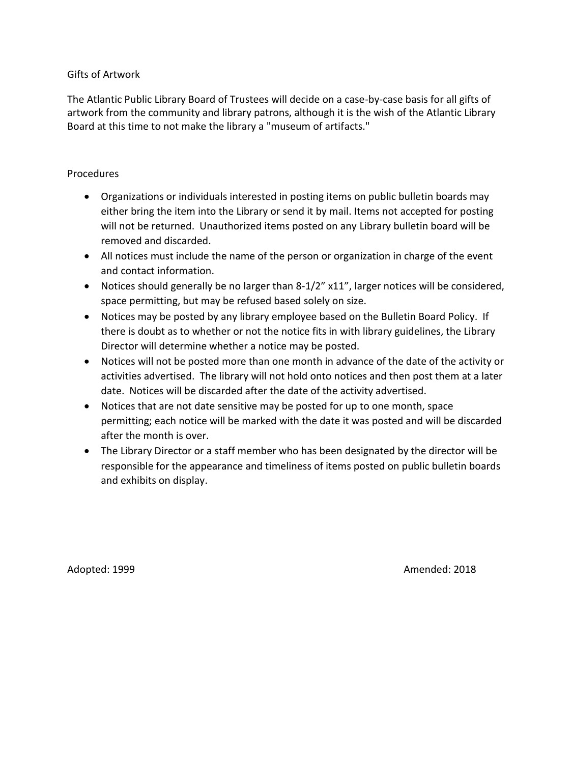## Gifts of Artwork

The Atlantic Public Library Board of Trustees will decide on a case-by-case basis for all gifts of artwork from the community and library patrons, although it is the wish of the Atlantic Library Board at this time to not make the library a "museum of artifacts."

## Procedures

- Organizations or individuals interested in posting items on public bulletin boards may either bring the item into the Library or send it by mail. Items not accepted for posting will not be returned. Unauthorized items posted on any Library bulletin board will be removed and discarded.
- All notices must include the name of the person or organization in charge of the event and contact information.
- Notices should generally be no larger than 8-1/2" x11", larger notices will be considered, space permitting, but may be refused based solely on size.
- Notices may be posted by any library employee based on the Bulletin Board Policy. If there is doubt as to whether or not the notice fits in with library guidelines, the Library Director will determine whether a notice may be posted.
- Notices will not be posted more than one month in advance of the date of the activity or activities advertised. The library will not hold onto notices and then post them at a later date. Notices will be discarded after the date of the activity advertised.
- Notices that are not date sensitive may be posted for up to one month, space permitting; each notice will be marked with the date it was posted and will be discarded after the month is over.
- The Library Director or a staff member who has been designated by the director will be responsible for the appearance and timeliness of items posted on public bulletin boards and exhibits on display.

Adopted: 1999

Amended: 2018